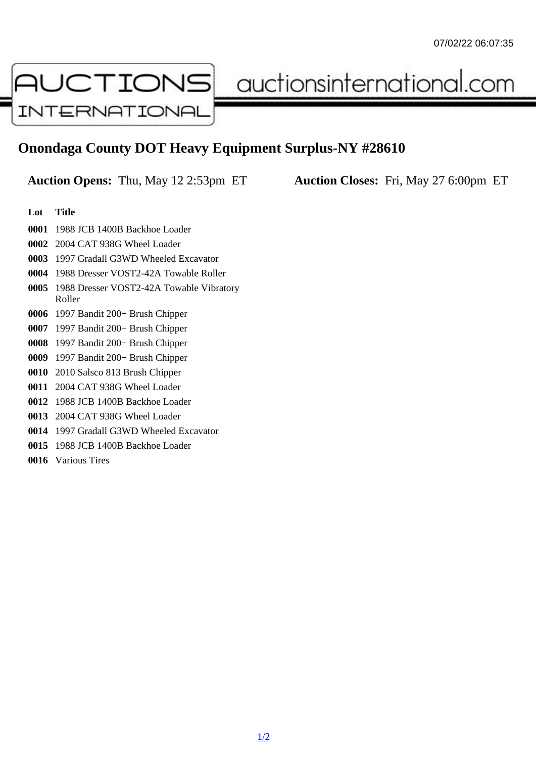# Onondaga County DOT Heavy Equipment Surplus-NY #28610

**Auction Opens:** Thu, May 12 2:53pm ET **Auction Closes:** Fri, May 27 6:00pm ET

| Lot | Title |
|---|---|
| 0001 | 1988 JCB 1400B Backhoe Loader |
| 0002 | 2004 CAT 938G Wheel Loader |
| 0003 | 1997 Gradall G3WD Wheeled Excavator |
| 0004 | 1988 Dresser VOST2-42A Towable Roller |
| 0005 | 1988 Dresser VOST2-42A Towable Vibratory Roller |
| 0006 | 1997 Bandit 200+ Brush Chipper |
| 0007 | 1997 Bandit 200+ Brush Chipper |
| 0008 | 1997 Bandit 200+ Brush Chipper |
| 0009 | 1997 Bandit 200+ Brush Chipper |
| 0010 | 2010 Salsco 813 Brush Chipper |
| 0011 | 2004 CAT 938G Wheel Loader |
| 0012 | 1988 JCB 1400B Backhoe Loader |
| 0013 | 2004 CAT 938G Wheel Loader |
| 0014 | 1997 Gradall G3WD Wheeled Excavator |
| 0015 | 1988 JCB 1400B Backhoe Loader |
| 0016 | Various Tires |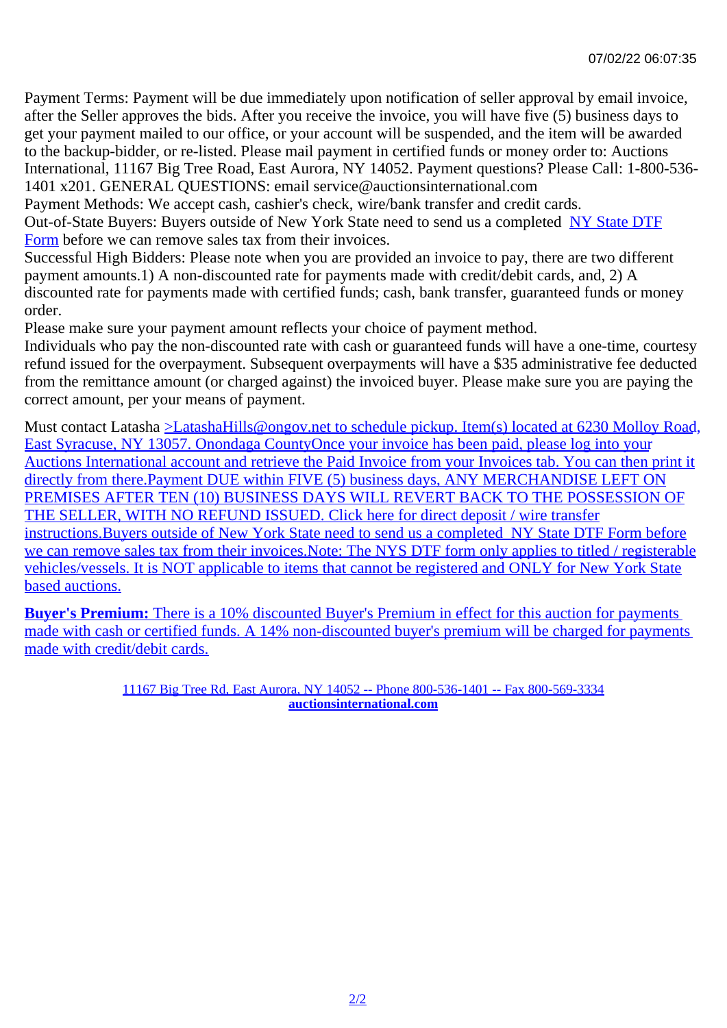Payment Terms: Payment will be due immediately upon notification of seller approval by email invoice, after the Seller approves the bids. After you receive the invoice, you will have five (5) business days to get your payment mailed to our office, or your account will be suspended, and the item will be awarded to the backup-bidder, or re-listed. Please mail payment in certified funds or money order to: Auctions International, 11167 Big Tree Road, East Aurora, NY 14052. Payment questions? Please Call: 1-800-536-1401 x201. GENERAL QUESTIONS: email service@auctionsinternational.com

Payment Methods: We accept cash, cashier's check, wire/bank transfer and credit cards.

Out-of-State Buyers: Buyers outside of New York State need to send us a completed NY State DTF Form before we can remove sales tax from their invoices.

Successful High Bidders: Please note when you are provided an invoice to pay, there are two different payment amounts.1) A non-discounted rate for payments made with credit/debit cards, and, 2) A discounted rate for payments made with certified funds; cash, bank transfer, guaranteed funds or money order.

Please make sure your payment amount reflects your choice of payment method.

Individuals who pay the non-discounted rate with cash or guaranteed funds will have a one-time, courtesy refund issued for the overpayment. Subsequent overpayments will have a $35 administrative fee deducted from the remittance amount (or charged against) the invoiced buyer. Please make sure you are paying the correct amount, per your means of payment.

Must contact Latasha >LatashaHills@ongov.net to schedule pickup. Item(s) located at 6230 Molloy Road, East Syracuse, NY 13057. Onondaga CountyOnce your invoice has been paid, please log into your Auctions International account and retrieve the Paid Invoice from your Invoices tab. You can then print it directly from there.Payment DUE within FIVE (5) business days, ANY MERCHANDISE LEFT ON PREMISES AFTER TEN (10) BUSINESS DAYS WILL REVERT BACK TO THE POSSESSION OF THE SELLER, WITH NO REFUND ISSUED. Click here for direct deposit / wire transfer instructions.Buyers outside of New York State need to send us a completed NY State DTF Form before we can remove sales tax from their invoices.Note: The NYS DTF form only applies to titled / registerable vehicles/vessels. It is NOT applicable to items that cannot be registered and ONLY for New York State based auctions.

**Buyer's Premium:** There is a 10% discounted Buyer's Premium in effect for this auction for payments made with cash or certified funds. A 14% non-discounted buyer's premium will be charged for payments made with credit/debit cards.

11167 Big Tree Rd, East Aurora, NY 14052 -- Phone 800-536-1401 -- Fax 800-569-3334
**auctionsinternational.com**